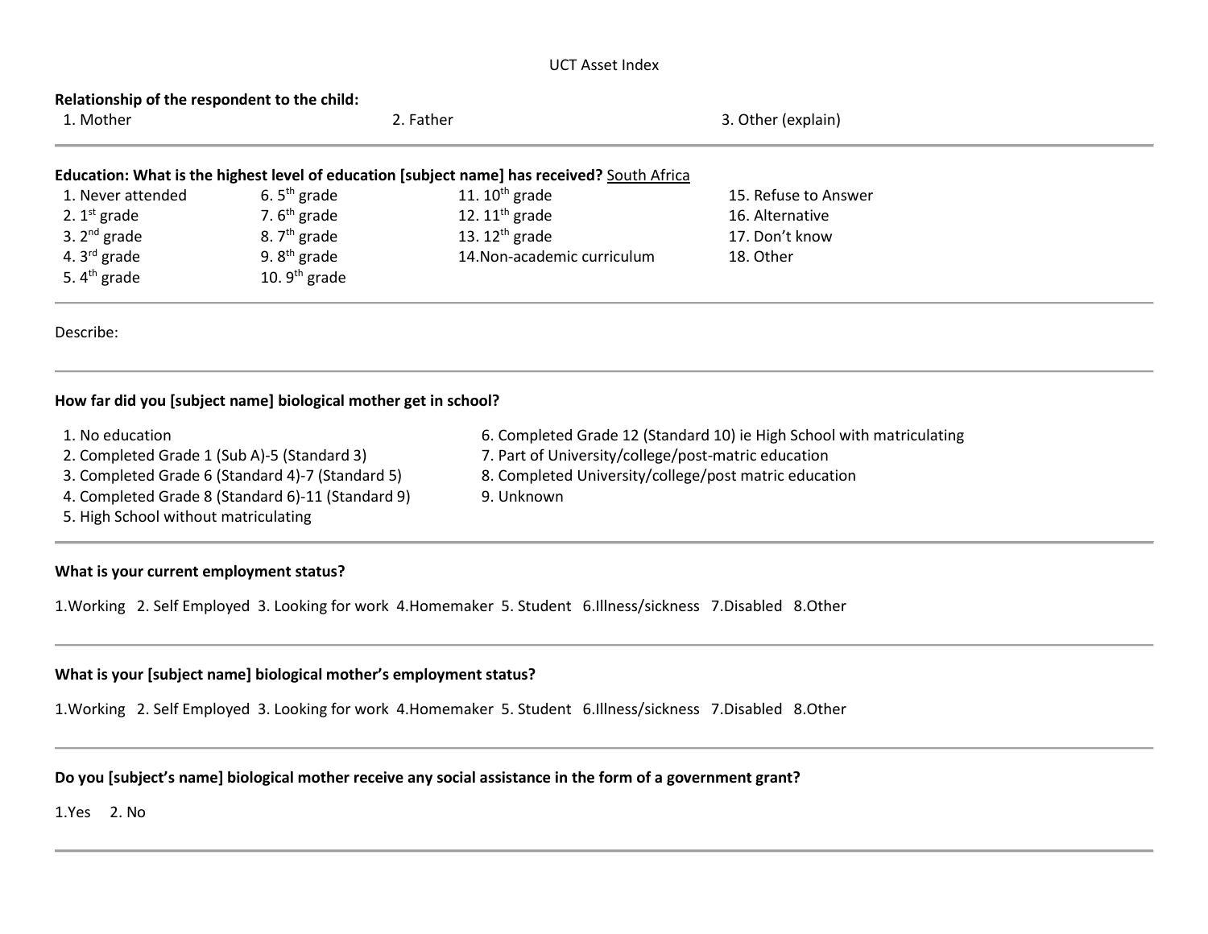# UCT Asset Index

**Relationship of the respondent to the child:**

1. Mother
2. Father
3. Other (explain)

---

**Education: What is the highest level of education [subject name] has received?** South Africa

1. Never attended
2. 1st grade
3. 2nd grade
4. 3rd grade
5. 4th grade
6. 5th grade
7. 6th grade
8. 7th grade
9. 8th grade
10. 9th grade
11. 10th grade
12. 11th grade
13. 12th grade
14. Non-academic curriculum
15. Refuse to Answer
16. Alternative
17. Don't know
18. Other

---

Describe:

---

**How far did you [subject name] biological mother get in school?**

1. No education
2. Completed Grade 1 (Sub A)-5 (Standard 3)
3. Completed Grade 6 (Standard 4)-7 (Standard 5)
4. Completed Grade 8 (Standard 6)-11 (Standard 9)
5. High School without matriculating
6. Completed Grade 12 (Standard 10) ie High School with matriculating
7. Part of University/college/post-matric education
8. Completed University/college/post matric education
9. Unknown

---

**What is your current employment status?**

1.Working 2. Self Employed 3. Looking for work 4.Homemaker 5. Student 6.Illness/sickness 7.Disabled 8.Other

---

**What is your [subject name] biological mother's employment status?**

1.Working 2. Self Employed 3. Looking for work 4.Homemaker 5. Student 6.Illness/sickness 7.Disabled 8.Other

---

**Do you [subject's name] biological mother receive any social assistance in the form of a government grant?**

1.Yes 2. No

---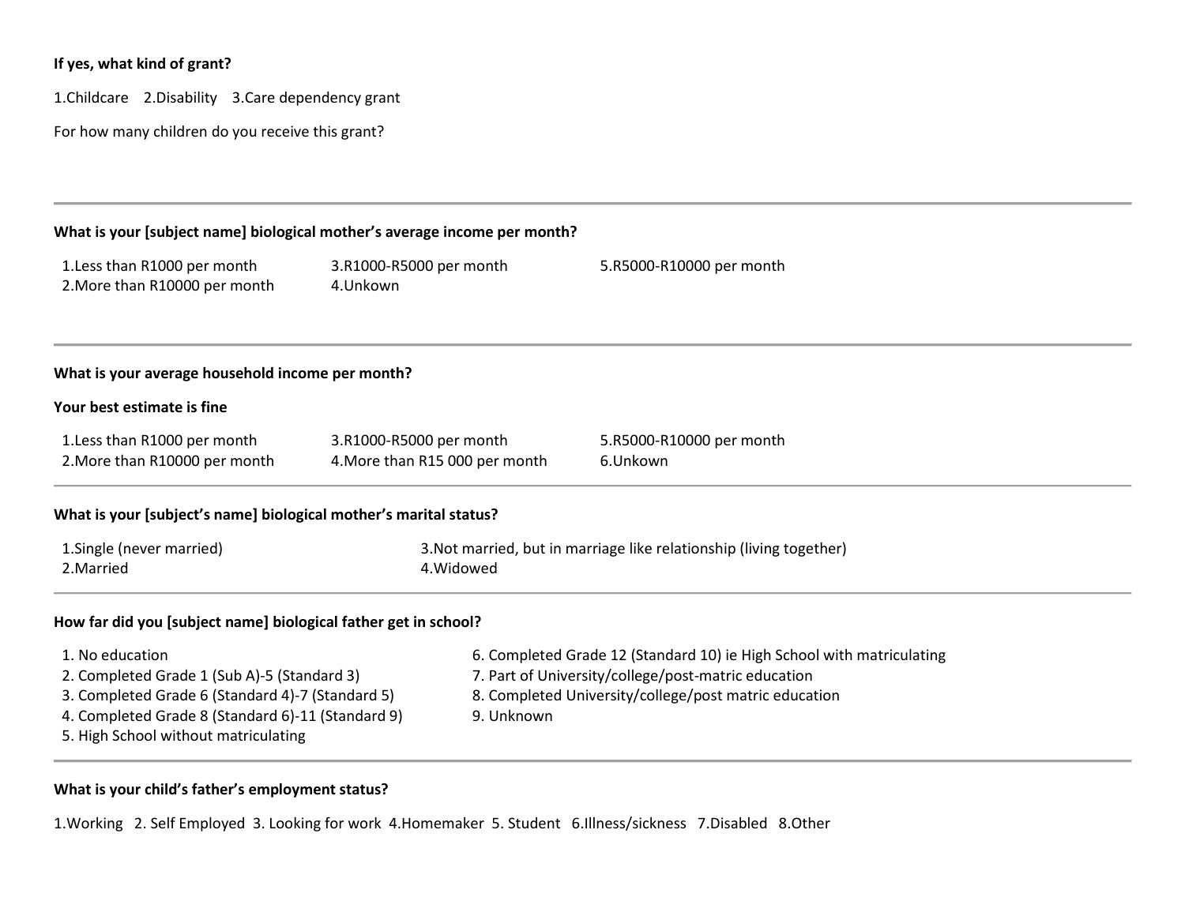**If yes, what kind of grant?**

1.Childcare 2.Disability 3.Care dependency grant

For how many children do you receive this grant?

---

**What is your [subject name] biological mother's average income per month?**

| | | |
|---|---|---|
| 1.Less than R1000 per month | 3.R1000-R5000 per month | 5.R5000-R10000 per month |
| 2.More than R10000 per month | 4.Unkown | |

---

**What is your average household income per month?**

**Your best estimate is fine**

| | | |
|---|---|---|
| 1.Less than R1000 per month | 3.R1000-R5000 per month | 5.R5000-R10000 per month |
| 2.More than R10000 per month | 4.More than R15 000 per month | 6.Unkown |

---

**What is your [subject's name] biological mother's marital status?**

| | |
|---|---|
| 1.Single (never married) | 3.Not married, but in marriage like relationship (living together) |
| 2.Married | 4.Widowed |

---

**How far did you [subject name] biological father get in school?**

| | |
|---|---|
| 1. No education | 6. Completed Grade 12 (Standard 10) ie High School with matriculating |
| 2. Completed Grade 1 (Sub A)-5 (Standard 3) | 7. Part of University/college/post-matric education |
| 3. Completed Grade 6 (Standard 4)-7 (Standard 5) | 8. Completed University/college/post matric education |
| 4. Completed Grade 8 (Standard 6)-11 (Standard 9) | 9. Unknown |
| 5. High School without matriculating | |

---

**What is your child's father's employment status?**

1.Working 2. Self Employed 3. Looking for work 4.Homemaker 5. Student 6.Illness/sickness 7.Disabled 8.Other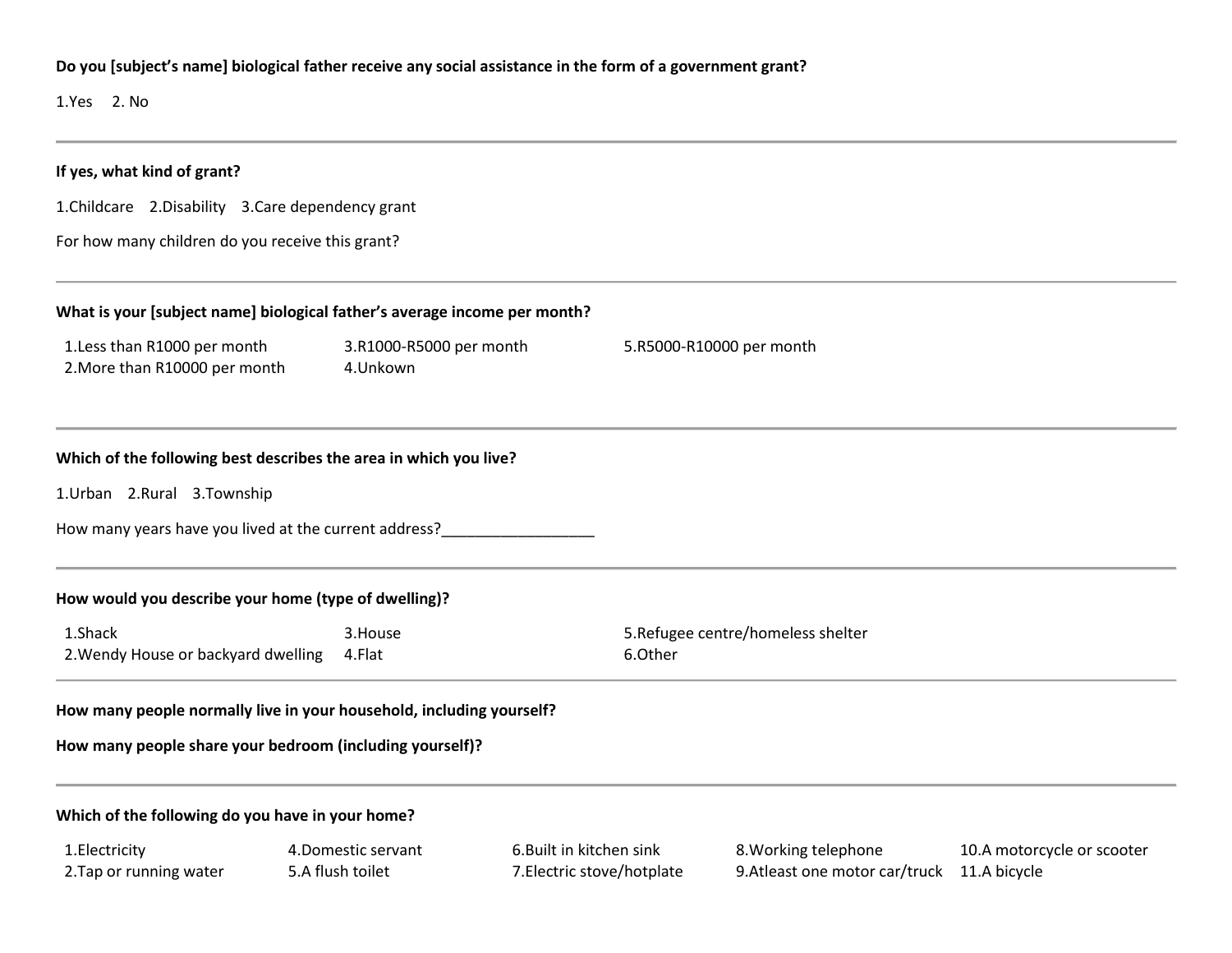**Do you [subject's name] biological father receive any social assistance in the form of a government grant?**

1.Yes 2. No

---

**If yes, what kind of grant?**

1.Childcare 2.Disability 3.Care dependency grant

For how many children do you receive this grant?

---

**What is your [subject name] biological father's average income per month?**

| | | |
|---|---|---|
| 1.Less than R1000 per month | 3.R1000-R5000 per month | 5.R5000-R10000 per month |
| 2.More than R10000 per month | 4.Unkown | |

---

**Which of the following best describes the area in which you live?**

1.Urban 2.Rural 3.Township

How many years have you lived at the current address?__________________

---

**How would you describe your home (type of dwelling)?**

| | | |
|---|---|---|
| 1.Shack | 3.House | 5.Refugee centre/homeless shelter |
| 2.Wendy House or backyard dwelling | 4.Flat | 6.Other |

---

**How many people normally live in your household, including yourself?**

**How many people share your bedroom (including yourself)?**

---

**Which of the following do you have in your home?**

| | | | | |
|---|---|---|---|---|
| 1.Electricity | 4.Domestic servant | 6.Built in kitchen sink | 8.Working telephone | 10.A motorcycle or scooter |
| 2.Tap or running water | 5.A flush toilet | 7.Electric stove/hotplate | 9.Atleast one motor car/truck | 11.A bicycle |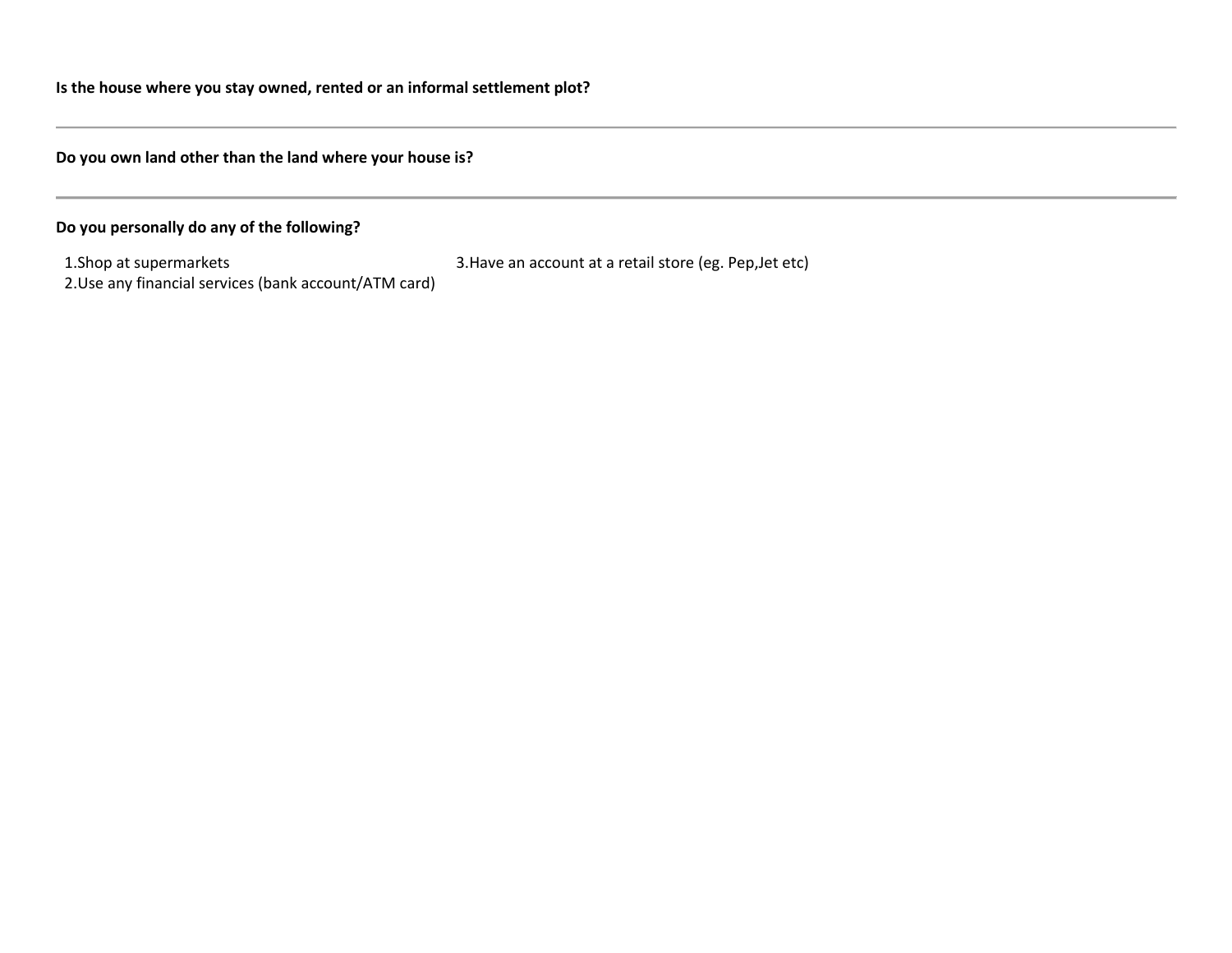**Is the house where you stay owned, rented or an informal settlement plot?**

---

**Do you own land other than the land where your house is?**

---

**Do you personally do any of the following?**

1.Shop at supermarkets

2.Use any financial services (bank account/ATM card)

3.Have an account at a retail store (eg. Pep,Jet etc)